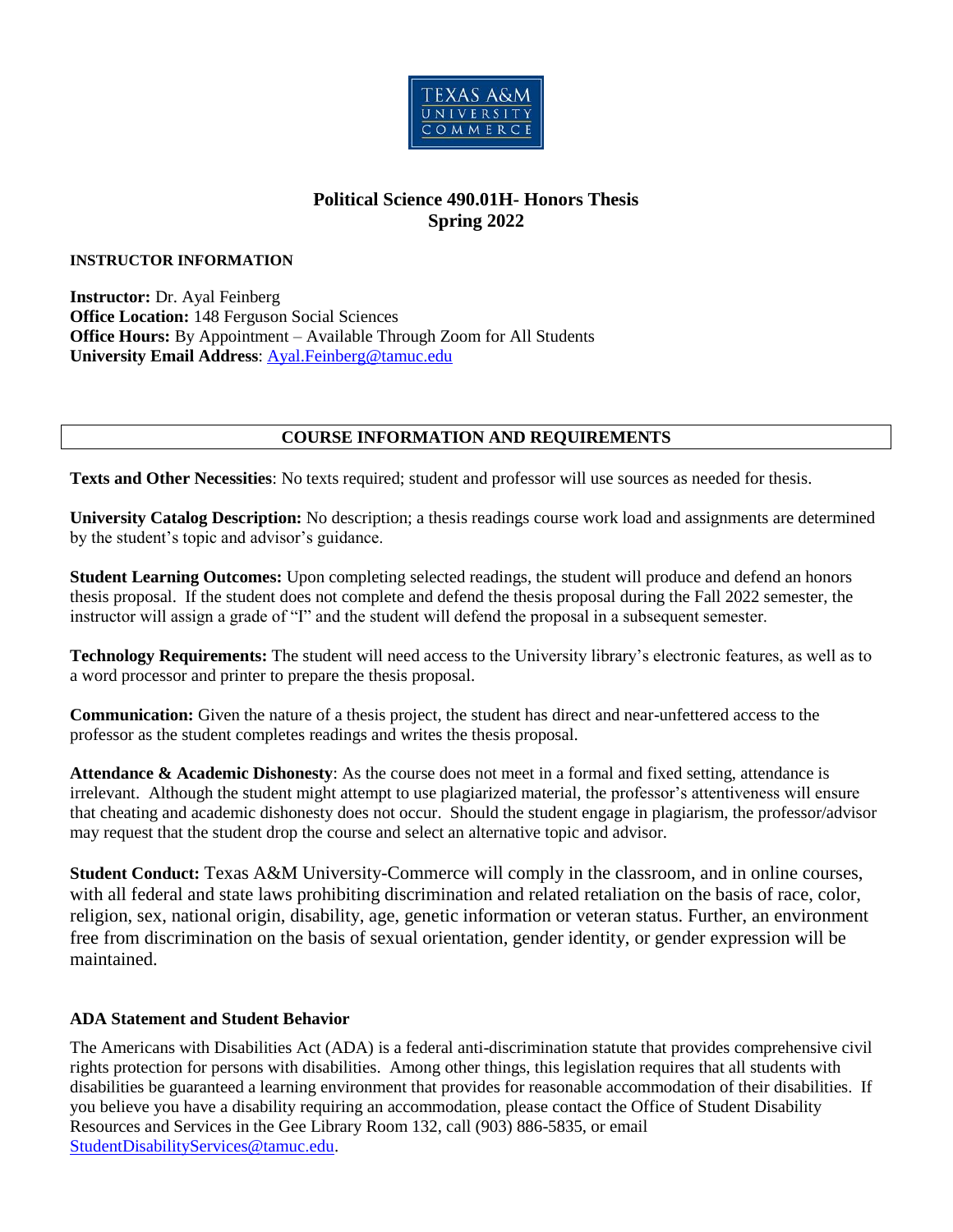# Political Science 490.01H- Honors Thesis
## Spring 2022

**INSTRUCTOR INFORMATION**

**Instructor:** Dr. Ayal Feinberg
**Office Location:** 148 Ferguson Social Sciences
**Office Hours:** By Appointment – Available Through Zoom for All Students
**University Email Address**: Ayal.Feinberg@tamuc.edu

## COURSE INFORMATION AND REQUIREMENTS

**Texts and Other Necessities**: No texts required; student and professor will use sources as needed for thesis.

**University Catalog Description:** No description; a thesis readings course work load and assignments are determined by the student's topic and advisor's guidance.

**Student Learning Outcomes:** Upon completing selected readings, the student will produce and defend an honors thesis proposal. If the student does not complete and defend the thesis proposal during the Fall 2022 semester, the instructor will assign a grade of "I" and the student will defend the proposal in a subsequent semester.

**Technology Requirements:** The student will need access to the University library's electronic features, as well as to a word processor and printer to prepare the thesis proposal.

**Communication:** Given the nature of a thesis project, the student has direct and near-unfettered access to the professor as the student completes readings and writes the thesis proposal.

**Attendance & Academic Dishonesty**: As the course does not meet in a formal and fixed setting, attendance is irrelevant. Although the student might attempt to use plagiarized material, the professor's attentiveness will ensure that cheating and academic dishonesty does not occur. Should the student engage in plagiarism, the professor/advisor may request that the student drop the course and select an alternative topic and advisor.

**Student Conduct:** Texas A&M University-Commerce will comply in the classroom, and in online courses, with all federal and state laws prohibiting discrimination and related retaliation on the basis of race, color, religion, sex, national origin, disability, age, genetic information or veteran status. Further, an environment free from discrimination on the basis of sexual orientation, gender identity, or gender expression will be maintained.

**ADA Statement and Student Behavior**

The Americans with Disabilities Act (ADA) is a federal anti-discrimination statute that provides comprehensive civil rights protection for persons with disabilities. Among other things, this legislation requires that all students with disabilities be guaranteed a learning environment that provides for reasonable accommodation of their disabilities. If you believe you have a disability requiring an accommodation, please contact the Office of Student Disability Resources and Services in the Gee Library Room 132, call (903) 886-5835, or email StudentDisabilityServices@tamuc.edu.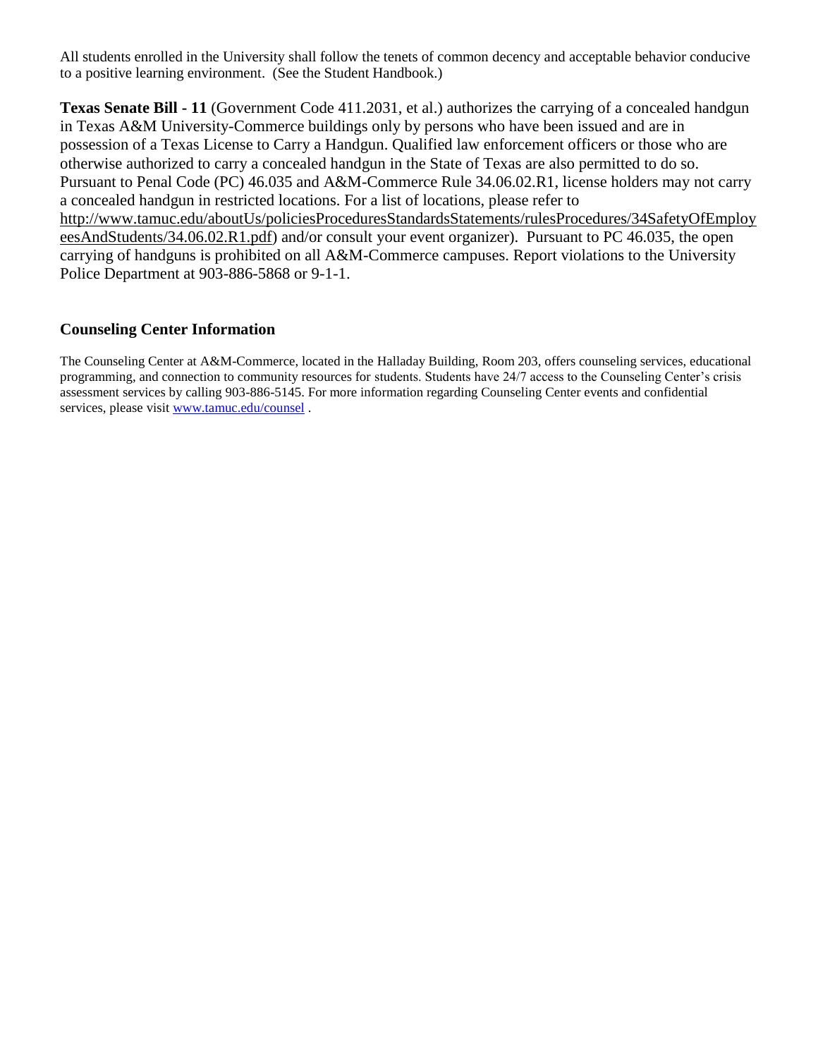All students enrolled in the University shall follow the tenets of common decency and acceptable behavior conducive to a positive learning environment. (See the Student Handbook.)

**Texas Senate Bill - 11** (Government Code 411.2031, et al.) authorizes the carrying of a concealed handgun in Texas A&M University-Commerce buildings only by persons who have been issued and are in possession of a Texas License to Carry a Handgun. Qualified law enforcement officers or those who are otherwise authorized to carry a concealed handgun in the State of Texas are also permitted to do so. Pursuant to Penal Code (PC) 46.035 and A&M-Commerce Rule 34.06.02.R1, license holders may not carry a concealed handgun in restricted locations. For a list of locations, please refer to http://www.tamuc.edu/aboutUs/policiesProceduresStandardsStatements/rulesProcedures/34SafetyOfEmployeesAndStudents/34.06.02.R1.pdf) and/or consult your event organizer). Pursuant to PC 46.035, the open carrying of handguns is prohibited on all A&M-Commerce campuses. Report violations to the University Police Department at 903-886-5868 or 9-1-1.

### Counseling Center Information

The Counseling Center at A&M-Commerce, located in the Halladay Building, Room 203, offers counseling services, educational programming, and connection to community resources for students. Students have 24/7 access to the Counseling Center's crisis assessment services by calling 903-886-5145. For more information regarding Counseling Center events and confidential services, please visit www.tamuc.edu/counsel .